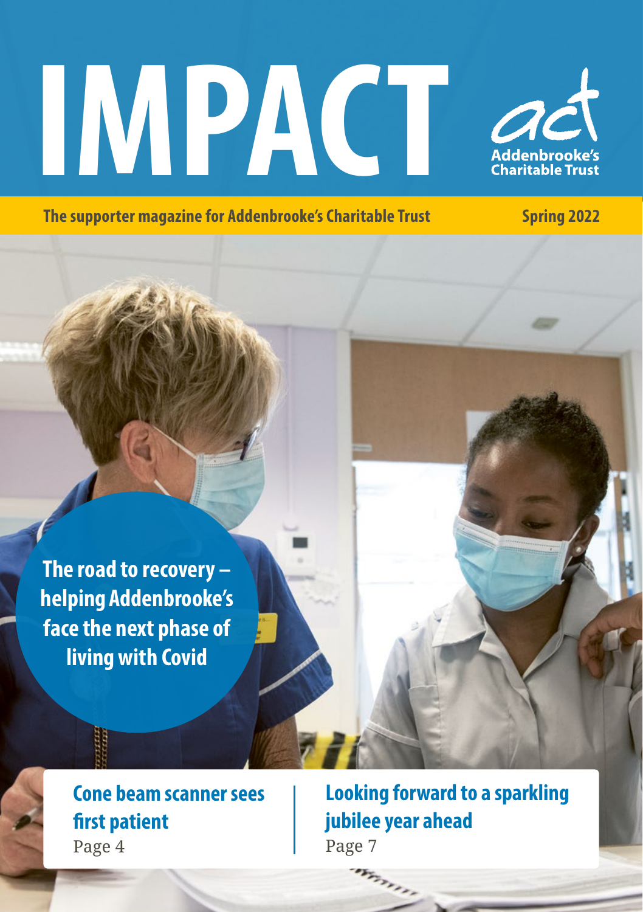# IMPACT

act
Addenbrooke's Charitable Trust

**The supporter magazine for Addenbrooke's Charitable Trust** **Spring 2022**

## The road to recovery – helping Addenbrooke's face the next phase of living with Covid

### Cone beam scanner sees first patient
Page 4

### Looking forward to a sparkling jubilee year ahead
Page 7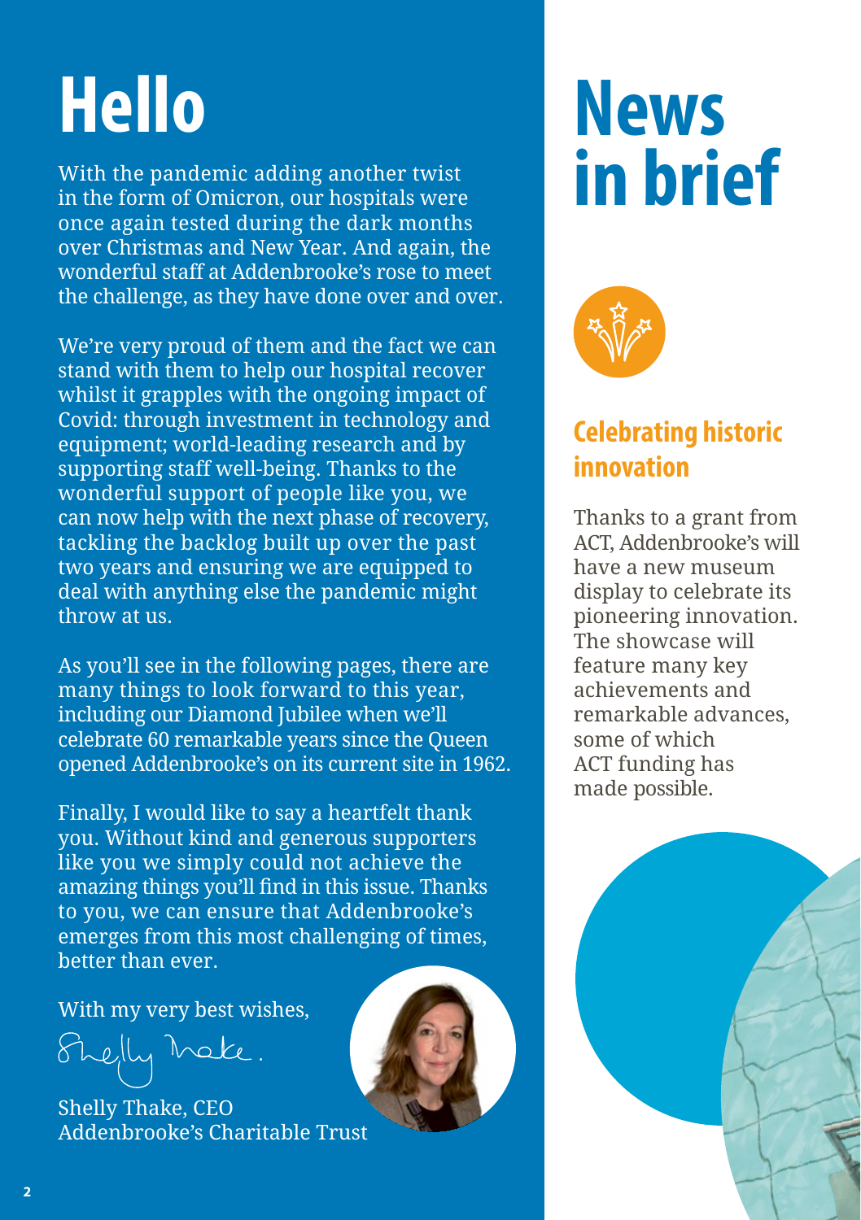# Hello

With the pandemic adding another twist in the form of Omicron, our hospitals were once again tested during the dark months over Christmas and New Year. And again, the wonderful staff at Addenbrooke's rose to meet the challenge, as they have done over and over.

We're very proud of them and the fact we can stand with them to help our hospital recover whilst it grapples with the ongoing impact of Covid: through investment in technology and equipment; world-leading research and by supporting staff well-being. Thanks to the wonderful support of people like you, we can now help with the next phase of recovery, tackling the backlog built up over the past two years and ensuring we are equipped to deal with anything else the pandemic might throw at us.

As you'll see in the following pages, there are many things to look forward to this year, including our Diamond Jubilee when we'll celebrate 60 remarkable years since the Queen opened Addenbrooke's on its current site in 1962.

Finally, I would like to say a heartfelt thank you. Without kind and generous supporters like you we simply could not achieve the amazing things you'll find in this issue. Thanks to you, we can ensure that Addenbrooke's emerges from this most challenging of times, better than ever.

With my very best wishes,

Shelly Thake, CEO
Addenbrooke's Charitable Trust

# News in brief

## Celebrating historic innovation

Thanks to a grant from ACT, Addenbrooke's will have a new museum display to celebrate its pioneering innovation. The showcase will feature many key achievements and remarkable advances, some of which ACT funding has made possible.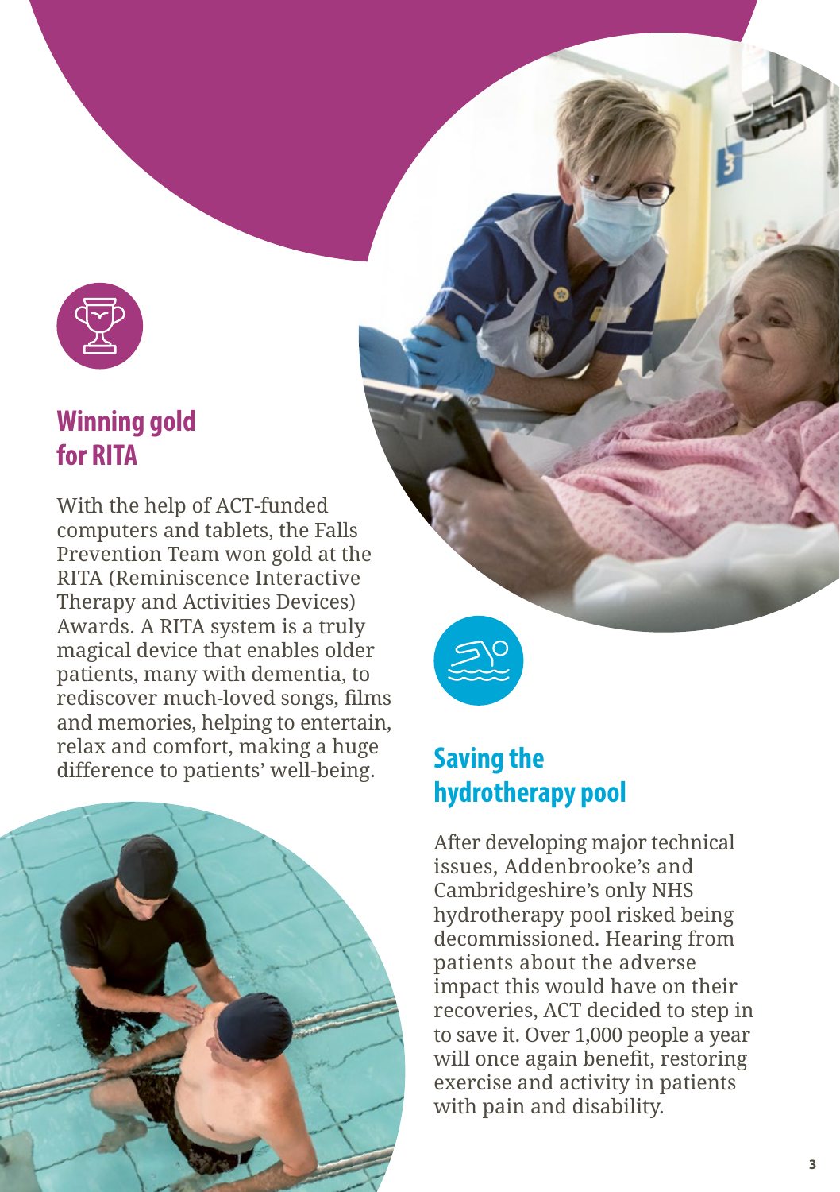## Winning gold for RITA

With the help of ACT-funded computers and tablets, the Falls Prevention Team won gold at the RITA (Reminiscence Interactive Therapy and Activities Devices) Awards. A RITA system is a truly magical device that enables older patients, many with dementia, to rediscover much-loved songs, films and memories, helping to entertain, relax and comfort, making a huge difference to patients' well-being.

## Saving the hydrotherapy pool

After developing major technical issues, Addenbrooke's and Cambridgeshire's only NHS hydrotherapy pool risked being decommissioned. Hearing from patients about the adverse impact this would have on their recoveries, ACT decided to step in to save it. Over 1,000 people a year will once again benefit, restoring exercise and activity in patients with pain and disability.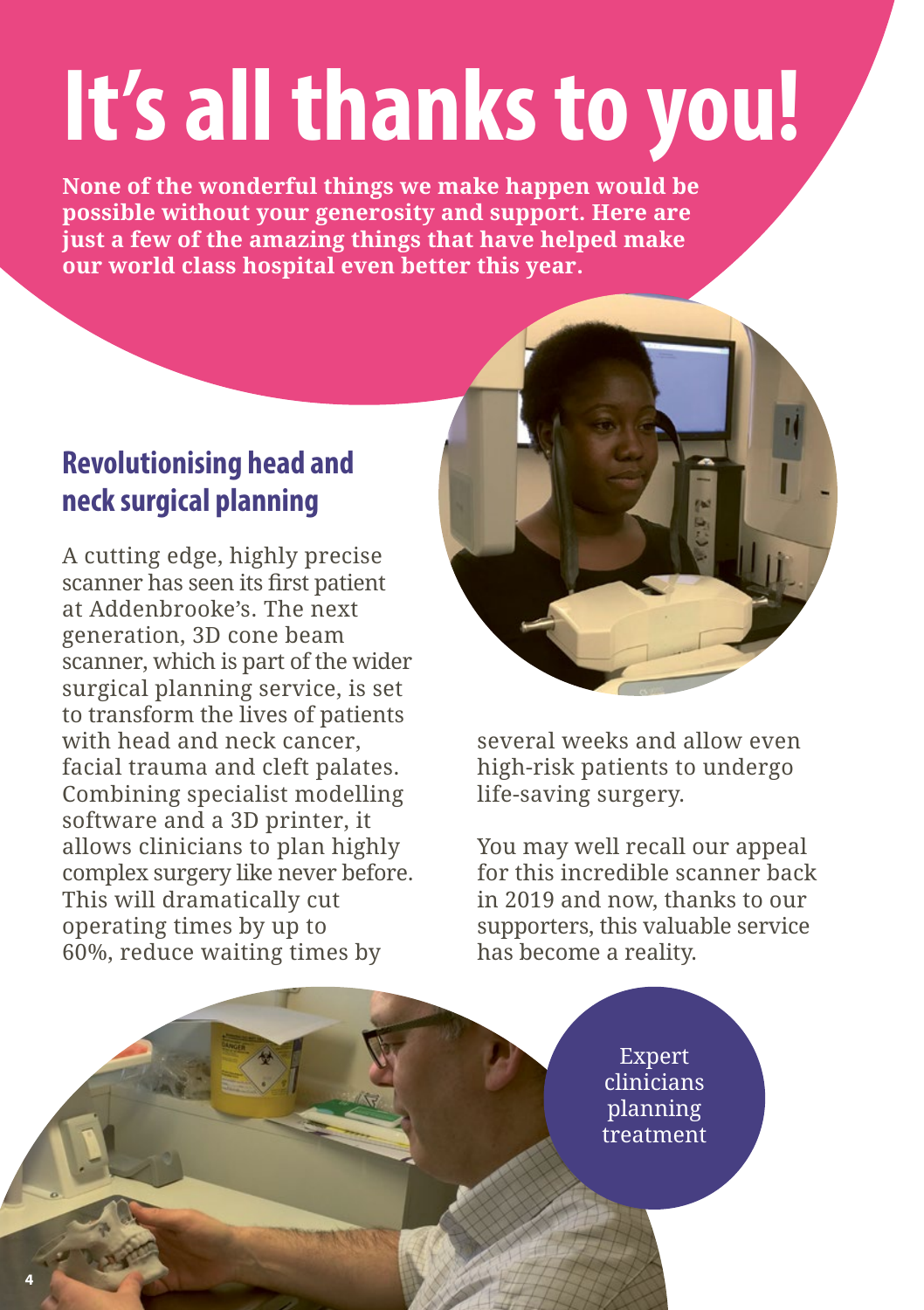# It's all thanks to you!

**None of the wonderful things we make happen would be possible without your generosity and support. Here are just a few of the amazing things that have helped make our world class hospital even better this year.**

## Revolutionising head and neck surgical planning

A cutting edge, highly precise scanner has seen its first patient at Addenbrooke's. The next generation, 3D cone beam scanner, which is part of the wider surgical planning service, is set to transform the lives of patients with head and neck cancer, facial trauma and cleft palates. Combining specialist modelling software and a 3D printer, it allows clinicians to plan highly complex surgery like never before. This will dramatically cut operating times by up to 60%, reduce waiting times by several weeks and allow even high-risk patients to undergo life-saving surgery.

You may well recall our appeal for this incredible scanner back in 2019 and now, thanks to our supporters, this valuable service has become a reality.

Expert clinicians planning treatment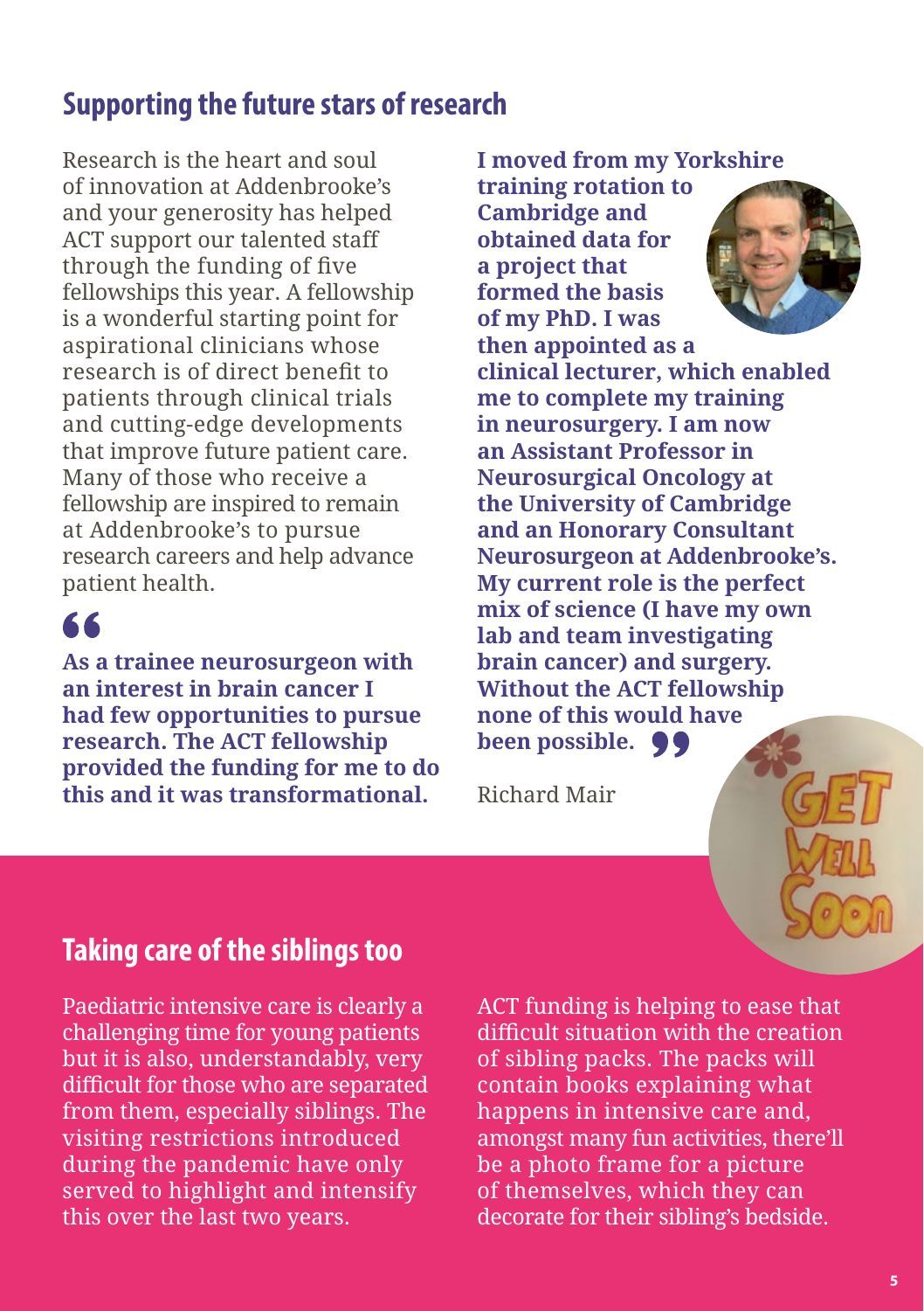## Supporting the future stars of research

Research is the heart and soul of innovation at Addenbrooke's and your generosity has helped ACT support our talented staff through the funding of five fellowships this year. A fellowship is a wonderful starting point for aspirational clinicians whose research is of direct benefit to patients through clinical trials and cutting-edge developments that improve future patient care. Many of those who receive a fellowship are inspired to remain at Addenbrooke's to pursue research careers and help advance patient health.

> **As a trainee neurosurgeon with an interest in brain cancer I had few opportunities to pursue research. The ACT fellowship provided the funding for me to do this and it was transformational. I moved from my Yorkshire training rotation to Cambridge and obtained data for a project that formed the basis of my PhD. I was then appointed as a clinical lecturer, which enabled me to complete my training in neurosurgery. I am now an Assistant Professor in Neurosurgical Oncology at the University of Cambridge and an Honorary Consultant Neurosurgeon at Addenbrooke's. My current role is the perfect mix of science (I have my own lab and team investigating brain cancer) and surgery. Without the ACT fellowship none of this would have been possible.**

Richard Mair

## Taking care of the siblings too

Paediatric intensive care is clearly a challenging time for young patients but it is also, understandably, very difficult for those who are separated from them, especially siblings. The visiting restrictions introduced during the pandemic have only served to highlight and intensify this over the last two years.

ACT funding is helping to ease that difficult situation with the creation of sibling packs. The packs will contain books explaining what happens in intensive care and, amongst many fun activities, there'll be a photo frame for a picture of themselves, which they can decorate for their sibling's bedside.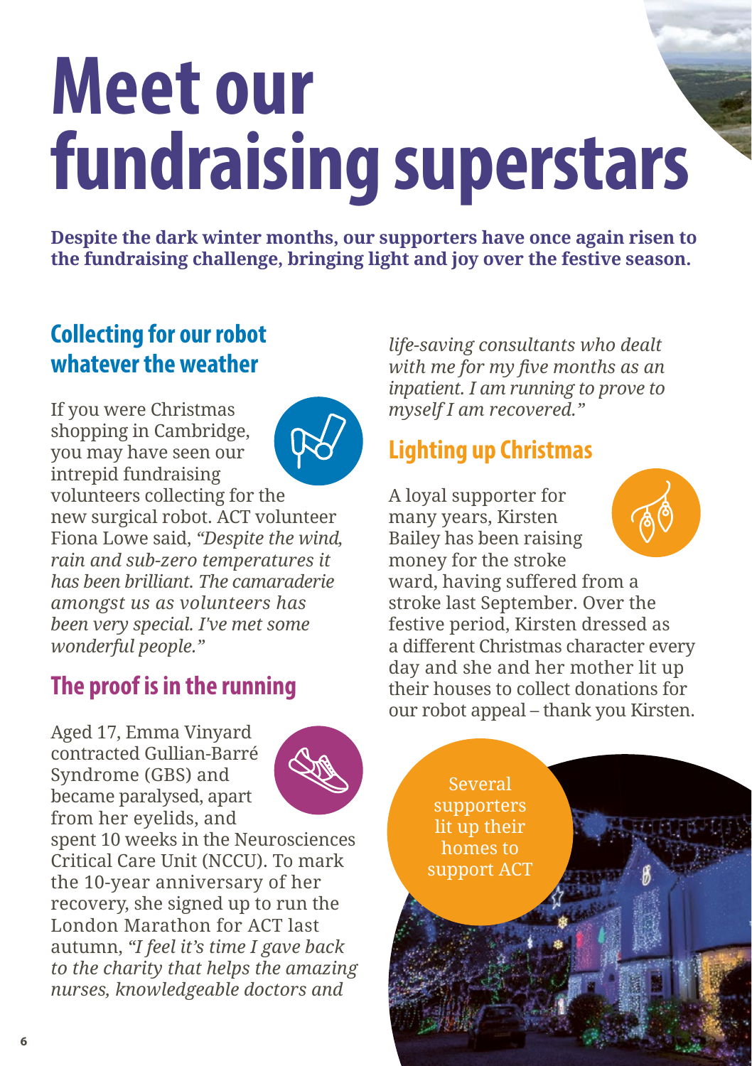# Meet our fundraising superstars

**Despite the dark winter months, our supporters have once again risen to the fundraising challenge, bringing light and joy over the festive season.**

## Collecting for our robot whatever the weather

If you were Christmas shopping in Cambridge, you may have seen our intrepid fundraising volunteers collecting for the new surgical robot. ACT volunteer Fiona Lowe said, *"Despite the wind, rain and sub-zero temperatures it has been brilliant. The camaraderie amongst us as volunteers has been very special. I've met some wonderful people."*

## The proof is in the running

Aged 17, Emma Vinyard contracted Gullian-Barré Syndrome (GBS) and became paralysed, apart from her eyelids, and spent 10 weeks in the Neurosciences Critical Care Unit (NCCU). To mark the 10-year anniversary of her recovery, she signed up to run the London Marathon for ACT last autumn, *"I feel it's time I gave back to the charity that helps the amazing nurses, knowledgeable doctors and life-saving consultants who dealt with me for my five months as an inpatient. I am running to prove to myself I am recovered."*

## Lighting up Christmas

A loyal supporter for many years, Kirsten Bailey has been raising money for the stroke ward, having suffered from a stroke last September. Over the festive period, Kirsten dressed as a different Christmas character every day and she and her mother lit up their houses to collect donations for our robot appeal – thank you Kirsten.

Several supporters lit up their homes to support ACT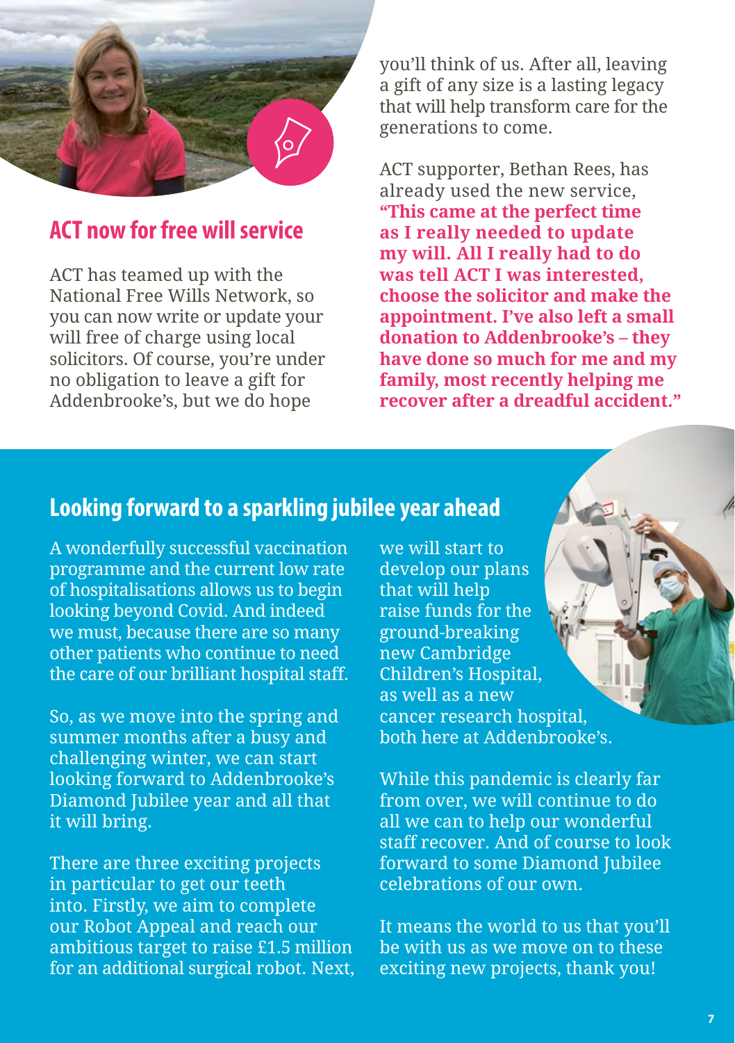## ACT now for free will service

ACT has teamed up with the National Free Wills Network, so you can now write or update your will free of charge using local solicitors. Of course, you're under no obligation to leave a gift for Addenbrooke's, but we do hope you'll think of us. After all, leaving a gift of any size is a lasting legacy that will help transform care for the generations to come.

ACT supporter, Bethan Rees, has already used the new service, **"This came at the perfect time as I really needed to update my will. All I really had to do was tell ACT I was interested, choose the solicitor and make the appointment. I've also left a small donation to Addenbrooke's – they have done so much for me and my family, most recently helping me recover after a dreadful accident."**

## Looking forward to a sparkling jubilee year ahead

A wonderfully successful vaccination programme and the current low rate of hospitalisations allows us to begin looking beyond Covid. And indeed we must, because there are so many other patients who continue to need the care of our brilliant hospital staff.

So, as we move into the spring and summer months after a busy and challenging winter, we can start looking forward to Addenbrooke's Diamond Jubilee year and all that it will bring.

There are three exciting projects in particular to get our teeth into. Firstly, we aim to complete our Robot Appeal and reach our ambitious target to raise £1.5 million for an additional surgical robot. Next, we will start to develop our plans that will help raise funds for the ground-breaking new Cambridge Children's Hospital, as well as a new cancer research hospital, both here at Addenbrooke's.

While this pandemic is clearly far from over, we will continue to do all we can to help our wonderful staff recover. And of course to look forward to some Diamond Jubilee celebrations of our own.

It means the world to us that you'll be with us as we move on to these exciting new projects, thank you!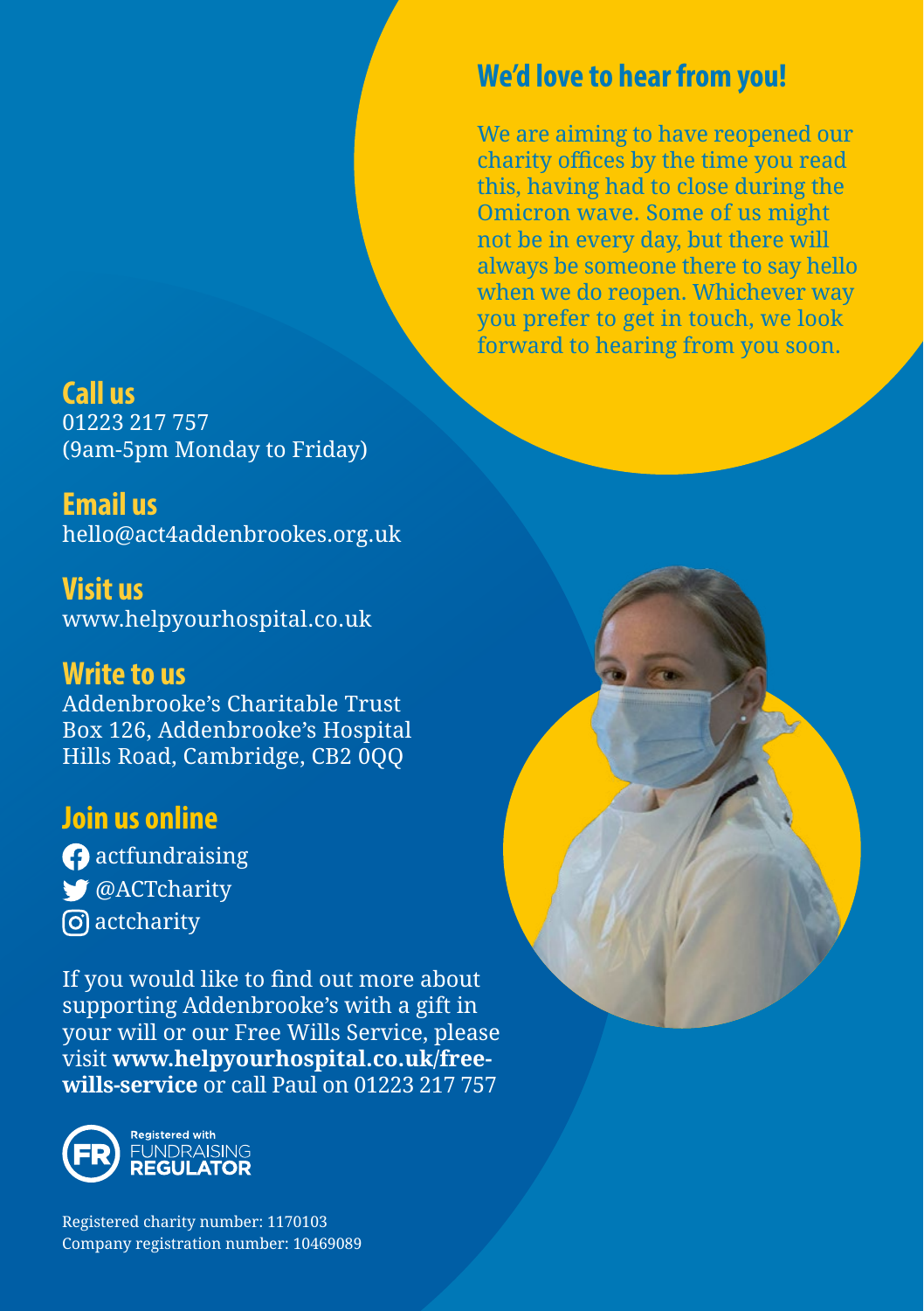## We'd love to hear from you!

We are aiming to have reopened our charity offices by the time you read this, having had to close during the Omicron wave. Some of us might not be in every day, but there will always be someone there to say hello when we do reopen. Whichever way you prefer to get in touch, we look forward to hearing from you soon.

## Call us

01223 217 757
(9am-5pm Monday to Friday)

## Email us

hello@act4addenbrookes.org.uk

## Visit us

www.helpyourhospital.co.uk

## Write to us

Addenbrooke's Charitable Trust
Box 126, Addenbrooke's Hospital
Hills Road, Cambridge, CB2 0QQ

## Join us online

actfundraising
@ACTcharity
actcharity

If you would like to find out more about supporting Addenbrooke's with a gift in your will or our Free Wills Service, please visit **www.helpyourhospital.co.uk/free-wills-service** or call Paul on 01223 217 757

Registered with FUNDRAISING REGULATOR

Registered charity number: 1170103
Company registration number: 10469089